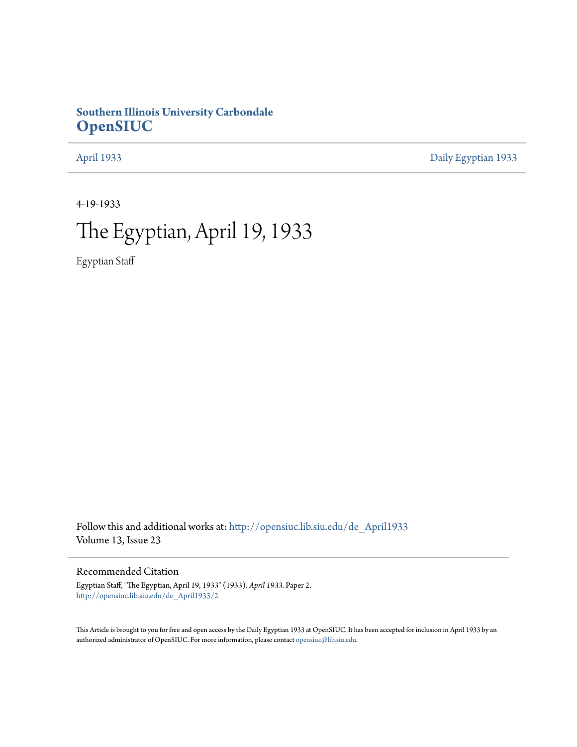**Southern Illinois University Carbondale**
**OpenSIUC**

April 1933 | Daily Egyptian 1933

4-19-1933

# The Egyptian, April 19, 1933

Egyptian Staff

Follow this and additional works at: http://opensiuc.lib.siu.edu/de_April1933
Volume 13, Issue 23

## Recommended Citation

Egyptian Staff, "The Egyptian, April 19, 1933" (1933). *April 1933.* Paper 2.
http://opensiuc.lib.siu.edu/de_April1933/2

This Article is brought to you for free and open access by the Daily Egyptian 1933 at OpenSIUC. It has been accepted for inclusion in April 1933 by an authorized administrator of OpenSIUC. For more information, please contact opensiuc@lib.siu.edu.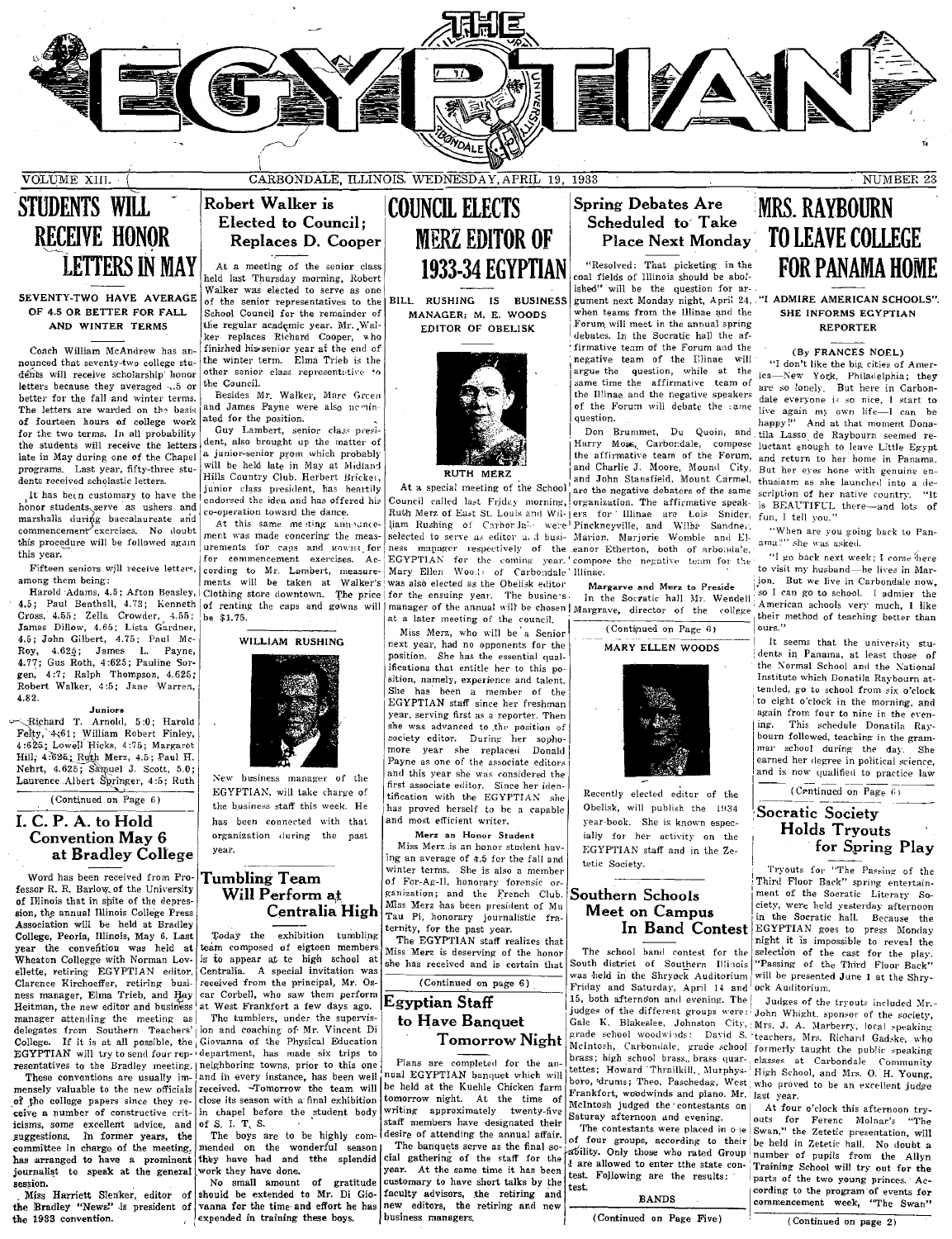# THE EGYPTIAN

VOLUME XIII. CARBONDALE, ILLINOIS, WEDNESDAY, APRIL 19, 1933 NUMBER 23

## STUDENTS WILL RECEIVE HONOR LETTERS IN MAY

### SEVENTY-TWO HAVE AVERAGE OF 4.5 OR BETTER FOR FALL AND WINTER TERMS

Coach William McAndrew has announced that seventy-two college students will receive scholarship honor letters because they averaged 4.5 or better for the fall and winter terms. The letters are awarded on the basis of fourteen hours of college work for the two terms. In all probability the students will receive the letters late in May during one of the Chapel programs. Last year, fifty-three students received scholastic letters.

It has been customary to have the honor students serve as ushers and marshalls during baccalaureate and commencement exercises. No doubt this procedure will be followed again this year.

Fifteen seniors will receive letters, among them being:

Harold Adams, 4.5; Afton Beasley, 4.5; Paul Benthall, 4.73; Kenneth Cross, 4.55; Zella Crowder, 4.55; James Dillow, 4.65; Lista Gardner, 4.5; John Gilbert, 4.75; Paul McRoy, 4.625; James L. Payne, 4.77; Gus Roth, 4.625; Pauline Sorgen, 4.7; Ralph Thompson, 4.625; Robert Walker, 4.5; Jane Warren, 4.82.

**Juniors**

Richard T. Arnold, 5.0; Harold Felty, 4.61; William Robert Finley, 4.625; Lowell Hicks, 4.75; Margaret Hill, 4.625; Ruth Merz, 4.5; Paul H. Nehrt, 4.625; Samuel J. Scott, 5.0; Laurence Albert Springer, 4.5; Ruth

(Continued on Page 6)

## I. C. P. A. to Hold Convention May 6 at Bradley College

Word has been received from Professor R. R. Barlow of the University of Illinois that in spite of the depression, the annual Illinois College Press Association will be held at Bradley College, Peoria, Illinois, May 6. Last year the convention was held at Wheaton College with Norman Lovellette, retiring EGYPTIAN editor, Clarence Kirchoeffer, retiring business manager, Elma Trieb, and Ray Heitman, the new editor and business manager attending the meeting as delegates from Southern Teachers' College. If it is at all possible, the EGYPTIAN will try to send four representatives to the Bradley meeting.

These conventions are usually immensely valuable to the new officials of the college papers since they receive a number of constructive criticisms, some excellent advice, and suggestions. In former years, the committee in charge of the meeting has arranged to have a prominent journalist to speak at the general session.

Miss Harriett Slenker, editor of the Bradley "News" is president of the 1933 convention.

## Robert Walker is Elected to Council; Replaces D. Cooper

At a meeting of the senior class held last Thursday morning, Robert Walker was elected to serve as one of the senior representatives to the School Council for the remainder of the regular academic year. Mr. Walker replaces Richard Cooper, who finished his senior year at the end of the winter term. Elma Trieb is the other senior class representative to the Council.

Besides Mr. Walker, Marc Green and James Payne were also nominated for the position.

Guy Lambert, senior class president, also brought up the matter of a junior-senior prom which probably will be held late in May at Midland Hills Country Club. Herbert Bricker, junior class president, has heartily endorsed the idea and has offered his co-operation toward the dance.

At this same meeting announcement was made concerning the measurements for caps and gowns for commencement exercises. According to Mr. Lambert, measurements will be taken at Walker's Clothing store downtown. The price of renting the caps and gowns will be $1.75.

**WILLIAM RUSHING**

New business manager of the EGYPTIAN, will take charge of the business staff this week. He has been connected with that organization during the past year.

## Tumbling Team Will Perform at Centralia High

Today the exhibition tumbling team composed of eighteen members is to appear at te high school at Centralia. A special invitation was received from the principal, Mr. Oscar Corbell, who saw them perform at West Frankfort a few days ago.

The tumblers, under the supervision and coaching of Mr. Vincent Di Giovanna of the Physical Education department, has made six trips to neighboring towns, prior to this one and in every instance, has been well received. Tomorrow the team will close its season with a final exhibition in chapel before the student body of S. I. T. S.

The boys are to be highly commended on the wonderful season they have had and tthe splendid work they have done.

No small amount of gratitude should be extended to Mr. Di Giovanna for the time and effort he has expended in training these boys.

## COUNCIL ELECTS MERZ EDITOR OF 1933-34 EGYPTIAN

### BILL RUSHING IS BUSINESS MANAGER; M. E. WOODS EDITOR OF OBELISK

**RUTH MERZ**

At a special meeting of the School Council called last Friday morning, Ruth Merz of East St. Louis and William Rushing of Carbondale were selected to serve as editor and business manager respectively of the EGYPTIAN for the coming year. Mary Ellen Woods of Carbondale was also elected as the Obelisk editor for the ensuing year. The business manager of the annual will be chosen at a later meeting of the council.

Miss Merz, who will be a Senior next year, had no opponents for the position. She has the essential qualifications that entitle her to this position, namely, experience and talent. She has been a member of the EGYPTIAN staff since her freshman year, serving first as a reporter. Then she was advanced to the position of society editor. During her sophomore year she replaced Donald Payne as one of the associate editors and this year she was considered the first associate editor. Since her identification with the EGYPTIAN she has proved herself to be a capable and most efficient writer.

**Merz an Honor Student**

Miss Merz is an honor student having an average of 4.5 for the fall and winter terms. She is also a member of For-Ag-Il, honorary forensic organization; and the French Club. Miss Merz has been president of Mu Tau Pi, honorary journalistic fraternity, for the past year.

The EGYPTIAN staff realizes that Miss Merz is deserving of the honor she has received and is certain that

(Continued on page 6)

## Egyptian Staff to Have Banquet Tomorrow Night

Plans are completed for the annual EGYPTIAN banquet which will be held at the Kuehle Chicken farm tomorrow night. At the time of writing approximately twenty-five staff members have designated their desire of attending the annual affair.

The banquets serve as the final social gathering of the staff for the year. At the same time it has been customary to have short talks by the faculty advisors, the retiring and new editors, the retiring and new business managers.

## Spring Debates Are Scheduled to Take Place Next Monday

"Resolved: That picketing in the coal fields of Illinois should be abolished" will be the question for argument next Monday night, April 24, when teams from the Illinae and the Forum will meet in the annual spring debates. In the Socratic hall the affirmative team of the Forum and the negative team of the Illinae will argue the question, while at the same time the affirmative team of the Illinae and the negative speakers of the Forum will debate the same question.

Don Brummet, Du Quoin, and Harry Moss, Carbondale, compose the affirmative team of the Forum, and Charlie J. Moore, Mound City, and John Stansfield, Mount Carmel, are the negative debaters of the same organization. The affirmative speakers for Illinae are Lois Snider, Pinckneyville, and Wilba Sandner, Marion. Marjorie Womble and Eleanor Etherton, both of Carbondale, compose the negative team for the Illinae.

**Margrave and Merz to Preside**

In the Socratic hall Mr. Wendell Margrave, director of the college

(Continued on Page 6)

**MARY ELLEN WOODS**

Recently elected editor of the Obelisk, will publish the 1934 year-book. She is known especially for her activity on the EGYPTIAN staff and in the Zetetic Society.

## Southern Schools Meet on Campus In Band Contest

The school band contest for the South district of Southern Illinois was held in the Shryock Auditorium Friday and Saturday, April 14 and 15, both afternoon and evening. The judges of the different groups were: Gale K. Blakeslee, Johnston City, grade school woodwinds: David S. McIntosh, Carbondale, grade school brass; high school brass, brass quartettes; Howard Thrailkill, Murphysboro, drums; Theo. Paschedag, West Frankfort, woodwinds and piano. Mr. McIntosh judged the contestants on Saturay afternoon and evening.

The contestants were placed in one of four groups, according to their ability. Only those who rated Group I are allowed to enter the state contest. Following are the results:

**BANDS**

(Continued on Page Five)

## MRS. RAYBOURN TO LEAVE COLLEGE FOR PANAMA HOME

### "I ADMIRE AMERICAN SCHOOLS". SHE INFORMS EGYPTIAN REPORTER

(By FRANCES NOEL)

"I don't like the big cities of America—New York, Philadelphia; they are so lonely. But here in Carbondale everyone is so nice, I start to live again my own life—I can be happy!" And at that moment Donatila Lasso de Raybourn seemed reluctant enough to leave Little Egypt and return to her home in Panama. But her eyes hone with genuine enthusiasm as she launched into a description of her native country. "It is BEAUTIFUL there—and lots of fun, I tell you."

"When are you going back to Panama?" she was asked.

"I go back next week; I come here to visit my husband—he lives in Marion. But we live in Carbondale now, so I can go to school. I admier the American schools very much, I like their method of teaching better than ours."

It seems that the university students in Panama, at least those of the Normal School and the National Institute which Donatila Raybourn attended, go to school from six o'clock to eight o'clock in the morning, and again from four to nine in the evening. This schedule Donatila Raybourn followed, teaching in the grammar school during the day. She earned her degree in political science, and is now qualified to practice law

(Continued on Page 6)

## Socratic Society Holds Tryouts for Spring Play

Tryouts for "The Passing of the Third Floor Back" spring entertainment of the Socratic Literary Society, were held yesterday afternoon in the Socratic hall. Because the EGYPTIAN goes to press Monday night it is impossible to reveal the selection of the cast for the play. "Passing of the Third Floor Back" will be presented June 1 at the Shryock Auditorium.

Judges of the tryouts included Mr. John Whight, sponsor of the society, Mrs. J. A. Marberry, local speaking teachers, Mrs. Richard Gadske, who formerly taught the public speaking classes at Carbondale Community High School, and Mrs. O. H. Young, who proved to be an excellent judge last year.

At four o'clock this afternoon tryouts for Ferenc Molnar's "The Swan," the Zetetic presentation, will be held in Zetetic hall. No doubt a number of pupils from the Allyn Training School will try out for the parts of the two young princes. According to the program of events for commencement week, "The Swan"

(Continued on page 2)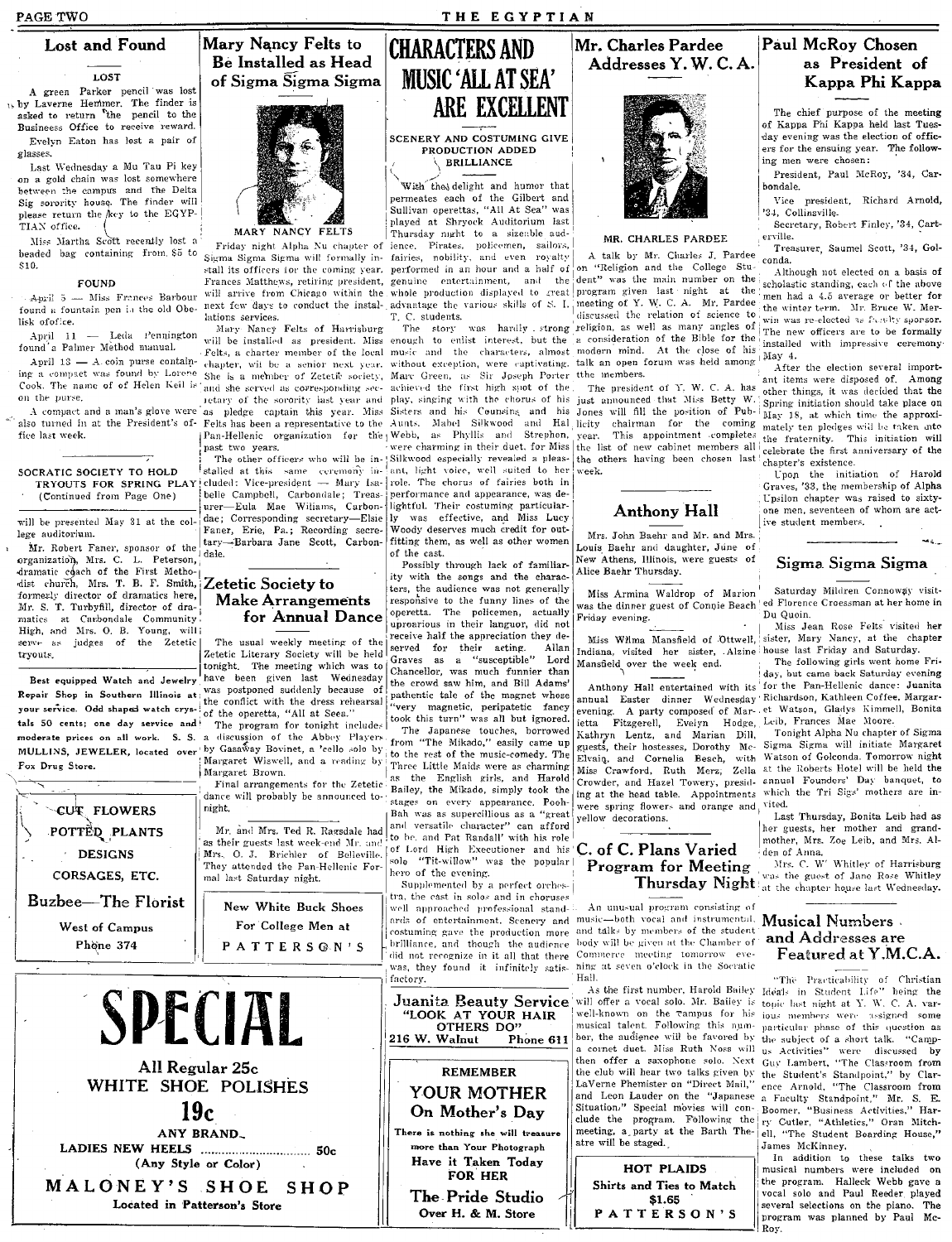## Lost and Found

### LOST

A green Parker pencil was lost by Laverne Hemmer. The finder is asked to return the pencil to the Business Office to receive reward.

Evelyn Eaton has lost a pair of glasses.

Last Wednesday a Mu Tau Pi key on a gold chain was lost somewhere between the campus and the Delta Sig sorority house. The finder will please return the key to the EGYPTIAN office.

Miss Martha Scott recently lost a beaded bag containing from $5 to $10.

### FOUND

April 5 — Miss Frances Barbour found a fountain pen in the old Obelisk office.

April 11 — Leda Pennington found a Palmer Method manual.

April 13 — A coin purse containing a compact was found by Lorene Cook. The name of of Helen Keil is on the purse.

A compact and a man's glove were also turned in at the President's office last week.

---

**SOCRATIC SOCIETY TO HOLD TRYOUTS FOR SPRING PLAY**
(Continued from Page One)

will be presented May 31 at the college auditorium.

Mr. Robert Faner, sponsor of the organization, Mrs. C. L. Peterson, dramatic coach of the First Methodist church, Mrs. T. B. F. Smith, formerly director of dramatics here, Mr. S. T. Turbyfill, director of dramatics at Carbondale Community High, and Mrs. O. B. Young, will serve as judges of the Zetetic tryouts.

---

**Best equipped Watch and Jewelry Repair Shop in Southern Illinois at your service. Odd shaped watch crystals 50 cents; one day service and moderate prices on all work. S. S. MULLINS, JEWELER, located over Fox Drug Store.**

---

**CUT FLOWERS**
**POTTED PLANTS**
**DESIGNS**
**CORSAGES, ETC.**

**Buzbee—The Florist**

West of Campus
Phone 374

---

## Mary Nancy Felts to Be Installed as Head of Sigma Sigma Sigma

MARY NANCY FELTS

Friday night Alpha Nu chapter of Sigma Sigma Sigma will formally install its officers for the coming year. Frances Matthews, retiring president, will arrive from Chicago within the next few days to conduct the installations services.

Mary Nancy Felts of Harrisburg will be installed as president. Miss Felts, a charter member of the local chapter, will be a senior next year. She is a member of Zetetic society, and she served as corresponding secretary of the sorority last year and as pledge captain this year. Miss Felts has been a representative to the Pan-Hellenic organization for the past two years.

The other officers who will be installed at this same ceremony included: Vice-president — Mary Isabelle Campbell, Carbondale; Treasurer—Eula Mae Wiliams, Carbondale; Corresponding secretary—Elsie Faner, Erie, Pa.; Recording secretary—Barbara Jane Scott, Carbondale.

## Zetetic Society to Make Arrangements for Annual Dance

The usual weekly meeting of the Zetetic Literary Society will be held tonight. The meeting which was to have been given last Wednesday was postponed suddenly because of the conflict with the dress rehearsal of the operetta, "All at Seea."

The program for tonight includes a discussion of the Abbey Players by Gasaway Bovinet, a 'cello solo by Margaret Wiswell, and a reading by Margaret Brown.

Final arrangements for the Zetetic dance will probably be announced tonight.

Mr. and Mrs. Ted R. Ragsdale had as their guests last week-end Mr. and Mrs. O. J. Brichler of Belleville. They attended the Pan-Hellenic Formal last Saturday night.

---

New White Buck Shoes
For College Men at
PATTERSON'S

---

# SPECIAL

**All Regular 25c**
**WHITE SHOE POLISHES**
**19c**
**ANY BRAND**

**LADIES NEW HEELS .............. 50c**
(Any Style or Color)

**MALONEY'S SHOE SHOP**
Located in Patterson's Store

---

## CHARACTERS AND MUSIC 'ALL AT SEA' ARE EXCELLENT

**SCENERY AND COSTUMING GIVE PRODUCTION ADDED BRILLIANCE**

With the delight and humor that permeates each of the Gilbert and Sullivan operettas, "All at Sea" was played at Shryock Auditorium last Thursday night to a sizeable audience. Pirates, policemen, sailors, fairies, nobility, and even royalty performed in an hour and a half of genuine entertainment, and the whole production displayed to great advantage the various skills of S. I. T. C. students.

The story was hardly strong enough to enlist interest, but the music and the characters, almost without exception, were captivating. Marv Green, as Sir Joseph Porter achieved the first high spot of the play, singing with the chorus of his Sisters and his Cousins and his Aunts. Mabel Silkwood and Hal Webb, as Phyllis and Strephon, were charming in their duet, for Miss Silkwood especially revealed a pleasant, light voice, well suited to her role. The chorus of fairies both in performance and appearance, was delightful. Their costuming particularly was effective, and Miss Lucy Woody deserves much credit for outfitting them, as well as other women of the cast.

Possibly through lack of familiarity with the songs and the characters, the audience was not generally responsive to the funny lines of the operetta. The policemen, actually uproarious in their languor, did not receive half the appreciation they deserved for their acting. Allan Graves as a "susceptible" Lord Chancellor, was much funnier than the crowd saw him, and Bill Adams' pathentic tale of the magnet whose "very magnetic, peripatetic fancy took this turn" was all but ignored.

The Japanese touches, borrowed from "The Mikado," easily came up to the rest of the music-comedy. The Three Little Maids were as charming as the English girls, and Harold Bailey, the Mikado, simply took the stages on every appearance. Pooh-Bah was as supercilious as a "great and versatile character" can afford to be, and Pat Randall with his role of Lord High Executioner and his solo "Tit-willow" was the popular hero of the evening.

Supplemented by a perfect orchestra, the cast in solos and in choruses well approached professional standards of entertainment. Scenery and costuming gave the production more brilliance, and though the audience did not recognize in it all that there was, they found it infinitely satisfactory.

---

**Juanita Beauty Service**
"LOOK AT YOUR HAIR OTHERS DO"
216 W. Walnut — Phone 611

---

**REMEMBER**
**YOUR MOTHER**
**On Mother's Day**

There is nothing she will treasure more than Your Photograph
**Have it Taken Today FOR HER**

**The Pride Studio**
Over H. & M. Store

---

## Mr. Charles Pardee Addresses Y. W. C. A.

MR. CHARLES PARDEE

A talk by Mr. Charles J. Pardee on "Religion and the College Student" was the main number on the program given last night at the meeting of Y. W. C. A. Mr. Pardee discussed the relation of science to religion, as well as many angles of a consideration of the Bible for the modern mind. At the close of his talk an open forum was held among the members.

The president of Y. W. C. A. has just announced that Miss Betty W. Jones will fill the position of Publicity chairman for the coming year. This appointment completes the list of new cabinet members all the others having been chosen last week.

## Anthony Hall

Mrs. John Baehr and Mr. and Mrs. Louis Baehr and daughter, June of New Athens, Illinois, were guests of Alice Baehr Thursday.

Miss Armina Waldrop of Marion was the dinner guest of Connie Beach Friday evening.

Miss Wilma Mansfield of Ottwell, Indiana, visited her sister, Alzine Mansfield over the week end.

Anthony Hall entertained with its annual Easter dinner Wednesday evening. A party composed of Marietta Fitzgerell, Evelyn Hodge, Kathryn Lentz, and Marian Dill, guests, their hostesses, Dorothy McElvain, and Cornelia Besch, with Miss Crawford, Ruth Merz, Zella Crowder, and Hazel Towery, presiding at the head table. Appointments were spring flowers and orange and yellow decorations.

## C. of C. Plans Varied Program for Meeting Thursday Night

An unusual program consisting of music—both vocal and instrumental, and talks by members of the student body will be given at the Chamber of Commerce meeting tomorrow evening at seven o'clock in the Socratic Hall.

As the first number, Harold Bailey will offer a vocal solo. Mr. Bailey is well-known on the campus for his musical talent. Following this number, the audience will be favored by a cornet duet. Miss Ruth Noss will then offer a saxophone solo. Next the club will hear two talks given by LaVerne Phemister on "Direct Mail," and Leon Lauder on the "Japanese Situation." Special movies will conclude the program. Following the meeting, a party at the Barth Theatre will be staged.

---

**HOT PLAIDS**
Shirts and Ties to Match
$1.65
PATTERSON'S

---

## Paul McRoy Chosen as President of Kappa Phi Kappa

The chief purpose of the meeting of Kappa Phi Kappa held last Tuesday evening was the election of officers for the ensuing year. The following men were chosen:

President, Paul McRoy, '34, Carbondale.

Vice president, Richard Arnold, '34, Collinsville.

Secretary, Robert Finley, '34, Carterville.

Treasurer, Saumel Scott, '34, Golconda.

Although not elected on a basis of scholastic standing, each of the above men had a 4.5 average or better for the winter term. Mr. Bruce W. Merwin was re-elected as faculty sponsor. The new officers are to be formally installed with impressive ceremony May 4.

After the election several important items were disposed of. Among other things, it was decided that the Spring initiation should take place on May 18, at which time the approximately ten pledges will be taken into the fraternity. This initiation will celebrate the first anniversary of the chapter's existence.

Upon the initiation of Harold Graves, '33, the membership of Alpha Upsilon chapter was raised to sixty-one men, seventeen of whom are active student members.

## Sigma Sigma Sigma

Saturday Mildred Connoway visited Florence Croessman at her home in Du Quoin.

Miss Jean Rose Felts visited her sister, Mary Nancy, at the chapter house last Friday and Saturday.

The following girls went home Friday, but came back Saturday evening for the Pan-Hellenic dance: Juanita Richardson, Kathleen Coffee, Margaret Watson, Gladys Kimmell, Bonita Leib, Frances Mae Moore.

Tonight Alpha Nu chapter of Sigma Sigma will initiate Margaret Watson of Golconda. Tomorrow night at the Roberts Hotel will be held the annual Founders' Day banquet, to which the Tri Sigs' mothers are invited.

Last Thursday, Bonita Leib had as her guests, her mother and grandmother, Mrs. Zoe Leib, and Mrs. Alden of Anna.

Mrs. C. W. Whitley of Harrisburg was the guest of Jane Rose Whitley at the chapter house last Wednesday.

## Musical Numbers and Addresses are Featured at Y.M.C.A.

"The Practicability of Christian Ideals in Student Life" being the topic last night at Y. W. C. A. various members were assigned some particular phase of this question as the subject of a short talk. "Campus Activities" were discussed by Guy Lambert, "The Classroom from the Student's Standpoint," by Clarence Arnold, "The Classroom from a Faculty Standpoint," Mr. S. E. Boomer, "Business Activities," Harry Cutler, "Athletics," Oran Mitchell, "The Student Boarding House," James McKinney.

In addition to these talks two musical numbers were included on the program. Halleck Webb gave a vocal solo and Paul Reeder played several selections on the piano. The program was planned by Paul McRoy.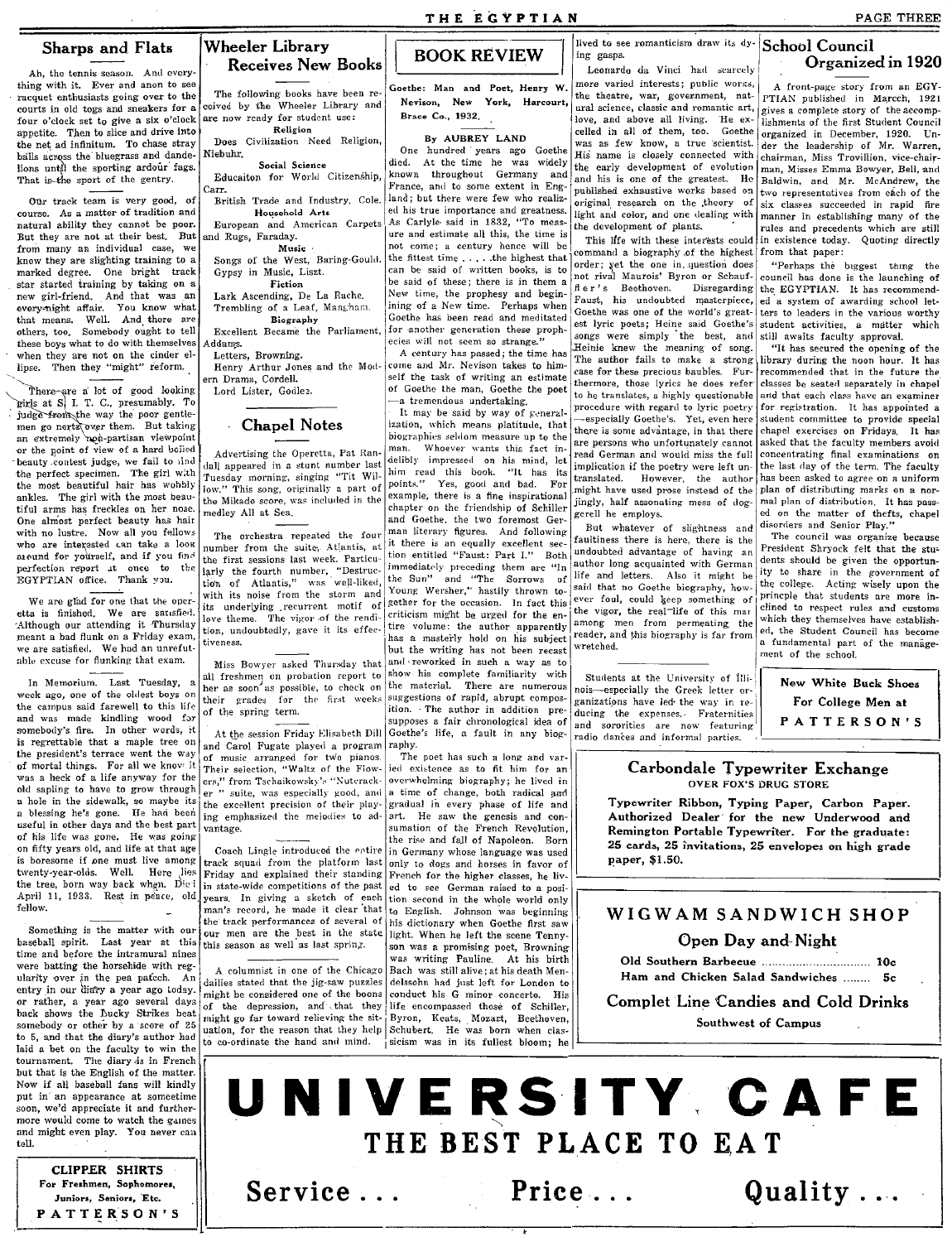## Sharps and Flats

Ah, the tennis season. And everything with it. Ever and anon to see racquet enthusiasts going over to the courts in old togs and sneakers for a four o'clock set to give a six o'clock appetite. Then to slice and drive into the net ad infinitum. To chase stray balls across the bluegrass and dandelions until the sporting ardour fags. That is the sport of the gentry.

Our track team is very good, of course. As a matter of tradition and natural ability they cannot be poor. But they are not at their best. But from many an individual case, we know they are slighting training to a marked degree. One bright track star started training by taking on a new girl-friend. And that was an every-night affair. You know what that means. Well. And there are others, too. Somebody ought to tell these boys what to do with themselves when they are not on the cinder ellipse. Then they "might" reform.

There are a lot of good looking girls at S. I. T. C., presumably. To judge from the way the poor gentlemen go nertz over them. But taking an extremely non-partisan viewpoint or the point of view of a hard boiled beauty contest judge, we fail to find the perfect specimen. The girl with the most beautiful hair has wobbly ankles. The girl with the most beautiful arms has freckles on her nose. One almost perfect beauty has hair with no lustre. Now all you fellows who are interested can take a look around for yourself, and if you find perfection report at once to the EGYPTIAN office. Thank you.

We are glad for one that the operetta is finished. We are satisfied. Although our attending it Thursday meant a bad flunk on a Friday exam, we are satisfied. We had an unrefutable excuse for flunking that exam.

In Memorium. Last Tuesday, a week ago, one of the oldest boys on the campus said farewell to this life and was made kindling wood for somebody's fire. In other words, it is regrettable that a maple tree on the president's terrace went the way of mortal things. For all we know it was a heck of a life anyway for the old sapling to have to grow through a hole in the sidewalk, so maybe its a blessing he's gone. He had been useful in other days and the best part of his life was gone. He was going on fifty years old, and life at that age is boresome if one must live among twenty-year-olds. Well. Here lies the tree, born way back when. Died April 11, 1933. Rest in peace, old fellow.

Something is the matter with our baseball spirit. Last year at this time and before the intramural nines were batting the horsehide with regularity over in the pea patch. An entry in our diary a year ago today. or rather, a year ago several days back shows the Lucky Strikes beat somebody or other by a score of 25 to 5, and that the diary's author had laid a bet on the faculty to win the tournament. The diary is in French but that is the English of the matter. Now if all baseball fans will kindly put in an appearance at sometime soon, we'd appreciate it and furthermore would come to watch the games and might even play. You never can tell.

**CLIPPER SHIRTS**
For Freshmen, Sophomores, Juniors, Seniors, Etc.
**PATTERSON'S**

## Wheeler Library Receives New Books

The following books have been received by the Wheeler Library and are now ready for student use:

**Religion**

Does Civilization Need Religion, Niebuhr.

**Social Science**

Educaiton for World Citizenship, Carr.

British Trade and Industry, Cole.

**Household Arts**

European and American Carpets and Rugs, Faraday.

**Music**

Songs of the West, Baring-Gould.

Gypsy in Music, Liszt.

**Fiction**

Lark Ascending, De La Pache.

Trembling of a Leaf, Maugham.

**Biography**

Excellent Became the Parliament, Addams.

Letters, Browning.

Henry Arthur Jones and the Modern Drama, Cordell.

Lord Lister, Godlee.

## Chapel Notes

Advertising the Operetta, Pat Randall appeared in a stunt number last Tuesday morning, singing "Tit Willow." This song, originally a part of the Mikado score, was included in the medley All at Sea.

The orchestra repeated the four number from the suite, Atlantis, at the first sessions last week. Particularly the fourth number, "Destruction of Atlantis," was well-liked, with its noise from the storm and its underlying recurrent motif of love theme. The vigor of the rendition, undoubtedly, gave it its effectiveness.

Miss Bowyer asked Thursday that all freshmen on probation report to her as soon as possible, to check on their grades for the first weeks of the spring term.

At the session Friday Elisabeth Dill and Carol Fugate played a program of music arranged for two pianos. Their selection, "Waltz of the Flowers," from Tschaikowsky's "Nutcracker" suite, was especially good, and the excellent precision of their playing emphasized the melodies to advantage.

Coach Lingle introduced the entire track squad from the platform last Friday and explained their standing in state-wide competitions of the past years. In giving a sketch of each man's record, he made it clear that the track performances of several of our men are the best in the state this season as well as last spring.

A columnist in one of the Chicago dailies stated that the jig-saw puzzles might be considered one of the boons of the depression, and that they might go far toward relieving the situation, for the reason that they help to co-ordinate the hand and mind.

## BOOK REVIEW

Goethe: Man and Poet, Henry W. Nevison, New York, Harcourt, Brace Co., 1932.

By AUBREY LAND

One hundred years ago Goethe died. At the time he was widely known throughout Germany and France, and to some extent in England; but there were few who realized his true importance and greatness. As Carlyle said in 1832, "To measure and estimate all this, the time is not come; a century hence will be the fittest time . . . . the highest that can be said of written books, is to be said of these; there is in them a New time, the prophesy and beginning of a New time. Perhaps when Goethe has been read and meditated for another generation these prophecies will not seem so strange."

A century has passed; the time has come and Mr. Nevison takes to himself the task of writing an estimate of Goethe the man, Goethe the poet —a tremendous undertaking.

It may be said by way of generalization, which means platitude, that biographies seldom measure up to the man. Whoever wants this fact indelibly impressed on his mind, let him read this book. "It has its points." Yes, good and bad. For example, there is a fine inspirational chapter on the friendship of Schiller and Goethe, the two foremost German literary figures. And following it there is an equally excellent section entitled "Faust: Part I." Both immediately preceding them are "In the Sun" and "The Sorrows of Young Wersher," hastily thrown together for the occasion. In fact this criticism might be urged for the entire volume: the author apparently has a masterly hold on his subject but the writing has not been recast and reworked in such a way as to show his complete familiarity with the material. There are numerous suggestions of rapid, abrupt composition. The author in addition presupposes a fair chronological idea of Goethe's life, a fault in any biography.

The poet has such a long and varied existence as to fit him for an overwhelming biography; he lived in a time of change, both radical and gradual in every phase of life and art. He saw the genesis and consumation of the French Revolution, the rise and fall of Napoleon. Born in Germany whose language was used only to dogs and horses in favor of French for the higher classes, he lived to see German raised to a position second in the whole world only to English. Johnson was beginning his dictionary when Goethe first saw light. When he left the scene Tennyson was a promising poet, Browning was writing Pauline. At his birth Bach was still alive; at his death Mendelssohn had just left for London to conduct his G minor concerto. His life encompassed those of Schiller, Byron, Keats, Mozart, Beethoven, Schubert. He was born when classicism was in its fullest bloom; he lived to see romanticism draw its dying gasps.

Leonardo da Vinci had scarcely more varied interests; public works, the theatre, war, government, natural science, classic and romantic art, love, and above all living. He excelled in all of them, too. Goethe was as few know, a true scientist. His name is closely connected with the early development of evolution and his is one of the greatest. He published exhaustive works based on original research on the theory of light and color, and one dealing with the development of plants.

This life with these interests could command a biography of the highest order; yet the one in question does not rival Maurois' Byron or Schauffler's Beethoven. Disregarding Faust, his undoubted masterpiece, Goethe was one of the world's greatest lyric poets; Heine said Goethe's songs were simply the best, and Heinie knew the meaning of song. The author fails to make a strong case for these precious baubles. Furthermore, those lyrics he does refer to he translates, a highly questionable procedure with regard to lyric poetry —especially Goethe's. Yet, even here there is some advantage, in that there are persons who unfortunately cannot read German and would miss the full implication if the poetry were left untranslated. However, the author might have used prose instead of the jingly, half assonating mess of doggerell he employs.

But whatever of slightness and faultiness there is here, there is the undoubted advantage of having an author long acquainted with German life and letters. Also it might be said that no Goethe biography, however foul, could keep something of the vigor, the real-life of this man among men from permeating the reader, and this biography is far from wretched.

Students at the University of Illinois—especially the Greek letter organizations have led the way in reducing the expenses. Fraternities and sororities are now featuring radio dances and informal parties.

## School Council Organized in 1920

A front-page story from an EGYPTIAN published in Marcch, 1921 gives a complete story of the accomplishments of the first Student Council organized in December, 1920. Under the leadership of Mr. Warren, chairman, Miss Trovillion, vice-chairman, Misses Emma Bowyer, Bell, and Baldwin, and Mr. McAndrew, the two representatives from each of the six classes succeeded in rapid fire manner in establishing many of the rules and precedents which are still in existence today. Quoting directly from that paper:

"Perhaps the biggest thing the council has done is the launching of the EGYPTIAN. It has recommended a system of awarding school letters to leaders in the various worthy student activities, a matter which still awaits faculty approval.

"It has secured the opening of the library during the noon hour. It has recommended that in the future the classes be seated separately in chapel and that each class have an examiner for registration. It has appointed a student committee to provide special chapel exercises on Fridays. It has asked that the faculty members avoid concentrating final examinations on the last day of the term. The faculty has been asked to agree on a uniform plan of distributing marks on a normal plan of distribution. It has passed on the matter of thefts, chapel disorders and Senior Play."

The council was organize because President Shryock felt that the students should be given the opportunity to share in the government of the college. Acting wisely upon the princple that students are more inclined to respect rules and customs which they themselves have established, the Student Council has become a fundamental part of the management of the school.

**New White Buck Shoes**
**For College Men at**
**PATTERSON'S**

**Carbondale Typewriter Exchange**
OVER FOX'S DRUG STORE

**Typewriter Ribbon, Typing Paper, Carbon Paper. Authorized Dealer for the new Underwood and Remington Portable Typewriter. For the graduate: 25 cards, 25 invitations, 25 envelopes on high grade paper, $1.50.**

**WIGWAM SANDWICH SHOP**
**Open Day and Night**

Old Southern Barbecue .................... 10c
Ham and Chicken Salad Sandwiches ........ 5c

**Complet Line Candies and Cold Drinks**
Southwest of Campus

# UNIVERSITY CAFE
**THE BEST PLACE TO EAT**

**Service . . . Price . . . Quality . . .**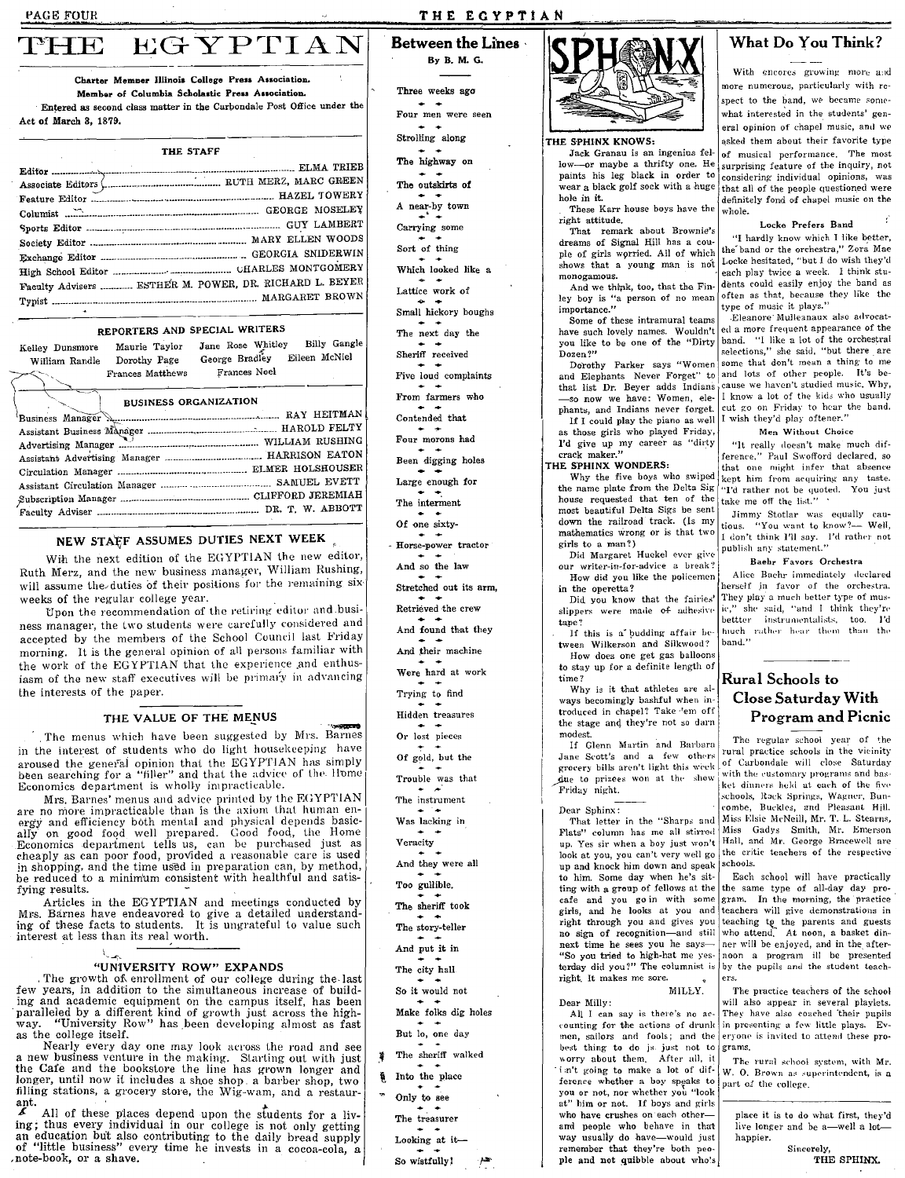# THE EGYPTIAN

Charter Member Illinois College Press Association.
Member of Columbia Scholastic Press Association.
Entered as second class matter in the Carbondale Post Office under the Act of March 3, 1879.

### THE STAFF

| | |
|---|---|
| Editor | ELMA TRIEB |
| Associate Editors | RUTH MERZ, MARC GREEN |
| Feature Editor | HAZEL TOWERY |
| Columnist | GEORGE MOSELEY |
| Sports Editor | GUY LAMBERT |
| Society Editor | MARY ELLEN WOODS |
| Exchange Editor | GEORGIA SNIDERWIN |
| High School Editor | CHARLES MONTGOMERY |
| Faculty Advisers | ESTHER M. POWER, DR. RICHARD L. BEYER |
| Typist | MARGARET BROWN |

### REPORTERS AND SPECIAL WRITERS

Kelley Dunsmore, Maurie Taylor, Jane Rose Whitley, Billy Gangle, William Randle, Dorothy Page, George Bradley, Eileen McNiel, Frances Matthews, Frances Noel

### BUSINESS ORGANIZATION

| | |
|---|---|
| Business Manager | RAY HEITMAN |
| Assistant Business Manager | HAROLD FELTY |
| Advertising Manager | WILLIAM RUSHING |
| Assistant Advertising Manager | HARRISON EATON |
| Circulation Manager | ELMER HOLSHOUSER |
| Assistant Circulation Manager | SAMUEL EVETT |
| Subscription Manager | CLIFFORD JEREMIAH |
| Faculty Adviser | DR. T. W. ABBOTT |

## NEW STAFF ASSUMES DUTIES NEXT WEEK

With the next edition of the EGYPTIAN the new editor, Ruth Merz, and the new business manager, William Rushing, will assume the duties of their positions for the remaining six weeks of the regular college year.

Upon the recommendation of the retiring editor and business manager, the two students were carefully considered and accepted by the members of the School Council last Friday morning. It is the general opinion of all persons familiar with the work of the EGYPTIAN that the experience and enthusiasm of the new staff executives will be primary in advancing the interests of the paper.

## THE VALUE OF THE MENUS

The menus which have been suggested by Mrs. Barnes in the interest of students who do light housekeeping have aroused the general opinion that the EGYPTIAN has simply been searching for a "filler" and that the advice of the Home Economics department is wholly impracticable.

Mrs. Barnes' menus and advice printed by the EGYPTIAN are no more impracticable than is the axiom that human energy and efficiency both mental and physical depends basically on good food well prepared. Good food, the Home Economics department tells us, can be purchased just as cheaply as can poor food, provided a reasonable care is used in shopping, and the time used in preparation can, by method, be reduced to a minimum consistent with healthful and satisfying results.

Articles in the EGYPTIAN and meetings conducted by Mrs. Barnes have endeavored to give a detailed understanding of these facts to students. It is ungrateful to value such interest at less than its real worth.

## "UNIVERSITY ROW" EXPANDS

The growth of enrollment of our college during the last few years, in addition to the simultaneous increase of building and academic equipment on the campus itself, has been paralleled by a different kind of growth just across the highway. "University Row" has been developing almost as fast as the college itself.

Nearly every day one may look across the road and see a new business venture in the making. Starting out with just the Cafe and the bookstore the line has grown longer and longer, until now it includes a shoe shop, a barber shop, two filling stations, a grocery store, the Wig-wam, and a restaurant.

All of these places depend upon the students for a living; thus every individual in our college is not only getting an education but also contributing to the daily bread supply of "little business" every time he invests in a cocoa-cola, a note-book, or a shave.

## Between the Lines

By B. M. G.

Three weeks ago
Four men were seen
Strolling along
The highway on
The outskirts of
A near-by town
Carrying some
Sort of thing
Which looked like a
Lattice work of
Small hickory boughs
The next day the
Sheriff received
Five loud complaints
From farmers who
Contended that
Four morons had
Been digging holes
Large enough for
The interment
Of one sixty-
Horse-power tractor
And so the law
Stretched out its arm,
Retrieved the crew
And found that they
And their machine
Were hard at work
Trying to find
Hidden treasures
Or lost pieces
Of gold, but the
Trouble was that
The instrument
Was lacking in
Veracity
And they were all
Too gullible.
The sheriff took
The story-teller
And put it in
The city hall
So it would not
Make folks dig holes
But lo, one day
The sheriff walked
Into the place
Only to see
The treasurer
Looking at it—
So wistfully!

## SPHINX

**THE SPHINX KNOWS:**

Jack Granau is an ingenius fellow—or maybe a thrifty one. He paints his leg black in order to wear a black golf sock with a huge hole in it.

These Karr house boys have the right attitude.

That remark about Brownie's dreams of Signal Hill has a couple of girls worried. All of which shows that a young man is not monogamous.

And we think, too, that the Finley boy is "a person of no mean importance."

Some of these intramural teams have such lovely names. Wouldn't you like to be one of the "Dirty Dozen?"

Dorothy Parker says "Women and Elephants Never Forget" to that list Dr. Beyer adds Indians —so now we have: Women, elephants, and Indians never forget.

If I could play the piano as well as those girls who played Friday, I'd give up my career as "dirty crack maker."

**THE SPHINX WONDERS:**

Why the five boys who swiped the name plate from the Delta Sig house requested that ten of the most beautiful Delta Sigs be sent down the railroad track. (Is my mathematics wrong or is that two girls to a man?)

Did Margaret Huckel ever give our writer-in-for-advice a break?

How did you like the policemen in the operetta?

Did you know that the fairies' slippers were made of adhesive tape?

If this is a budding affair between Wilkerson and Silkwood?

How does one get gas balloons to stay up for a definite length of time?

Why is it that athletes are always becomingly bashful when introduced in chapel? Take 'em off the stage and they're not so darn modest.

If Glenn Martin and Barbara Jane Scott's and a few others grocery bills aren't light this week due to prizes won at the show Friday night.

Dear Sphinx:

That letter in the "Sharps and Flats" column has me all stirred up. Yes sir when a boy just won't look at you, you can't very well go up and knock him down and speak to him. Some day when he's sitting with a group of fellows at the cafe and you go in with some girls, and he looks at you and right through you and gives you no sign of recognition—and still next time he sees you he says— "So you tried to high-hat me yesterday did you?" The columnist is right. It makes me sore.

MILLY.

Dear Milly:

All I can say is there's no accounting for the actions of drunk men, sailors and fools; and the best thing to do is just not to worry about them. After all, it isn't going to make a lot of difference whether a boy speaks to you or not, nor whether you "look at" him or not. If boys and girls who have crushes on each other— and people who behave in that way usually do have—would just remember that they're both people and not quibble about who's place it is to do what first, they'd live longer and be a—well a lot—happier.

Sincerely,
THE SPHINX.

## What Do You Think?

With encores growing more and more numerous, particularly with respect to the band, we became somewhat interested in the students' general opinion of chapel music, and we asked them about their favorite type of musical performance. The most surprising feature of the inquiry, not considering individual opinions, was that all of the people questioned were definitely fond of chapel music on the whole.

### Locke Prefers Band

"I hardly know which I like better, the band or the orchestra," Zora Mae Locke hesitated, "but I do wish they'd each play twice a week. I think students could easily enjoy the band as often as that, because they like the type of music it plays."

Eleanore Mulleanaux also advocated a more frequent appearance of the band. "I like a lot of the orchestral selections," she said, "but there are some that don't mean a thing to me and lots of other people. It's because we haven't studied music. Why, I know a lot of the kids who usually cut go on Friday to hear the band. I wish they'd play oftener."

### Men Without Choice

"It really doesn't make much difference," Paul Swofford declared, so that one might infer that absence kept him from acquiring any taste. "I'd rather not be quoted. You just take me off the list."

Jimmy Stotlar was equally cautious. "You want to know?— Well, I don't think I'll say. I'd rather not publish any statement."

### Baehr Favors Orchestra

Alice Baehr immediately declared herself in favor of the orchestra. They play a much better type of music," she said, "and I think they're better instrumentalists, too. I'd much rather hear them than the band."

## Rural Schools to Close Saturday With Program and Picnic

The regular school year of the rural practice schools in the vicinity of Carbondale will close Saturday with the customary programs and basket dinners held at each of the five schools, Rock Springs, Wagner, Buncombe, Buckles, and Pleasant Hill. Miss Elsie McNeill, Mr. T. L. Stearns, Miss Gadys Smith, Mr. Emerson Hall, and Mr. George Bracewell are the critic teachers of the respective schools.

Each school will have practically the same type of all-day day program. In the morning, the practice teachers will give demonstrations in teaching to the parents and guests who attend. At noon, a basket dinner will be enjoyed, and in the afternoon a program ill be presented by the pupils and the student teachers.

The practice teachers of the school will also appear in several playlets. They have also coached their pupils in presenting a few little plays. Everyone is invited to attend these programs.

The rural school system, with Mr. W. O. Brown as superintendent, is a part of the college.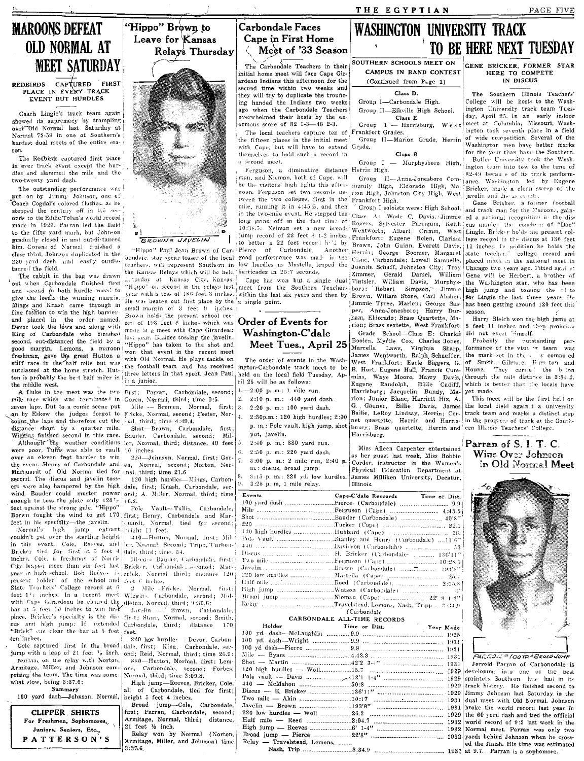# MAROONS DEFEAT OLD NORMAL AT MEET SATURDAY

### REDBIRDS CAPTURED FIRST PLACE IN EVERY TRACK EVENT BUT HURDLES

Coach Lingle's track team again showed its supremacy by trampling over Old Normal last Saturday at Normal 72-59 in one of Southern's hardest dual meets of the entire season.

The Redbirds captured first place in ever track event except the hurdles and slammed the mile and the two-twenty yard dash.

The outstanding performance was put on by Jimmy Johnson, one of Coach Cogdal's colored flashes, as he stepped the century off in 9.5 seconds to tie Eddie Tolan's world record made in 1929. Parran led the field to the fifty yard mark, but Johnson gradually closed in and out-distanced him. Corens of Normal finished a close third. Johnson duplicated in the 220 yard dash and easily outdistanced the field.

The rabbit in the bag was drawn out when Carbondale finished first and second in both hurdle races to give the locals the winning margin. Mings and Knash came through in fine fashion to win the high barrier and placed in the order named. Devor took the lows and along with King of Carbondale who finished second, out-distanced the field by a good margin. Lemons, a maroon freshman, gave the great Hutton a stiff race in the half mile but was outclassed at the home stretch. Hutton is probably the best half miler in the middle west.

A fluke in the meet was the two mile race which was terminated in seven laps. Due to a comic scene put on by Eskew the judges forgot to count the laps and therefore cut the distance short by a quarter mile. Wiggins finished second in this race.

Although the weather conditions were poor, Tullis was able to vault over an eleven foot barrier to win the event. Henry of Carbondale and Marquardt of Old Normal tied for second. The discus and javelin tossers were also hampered by the high wind. Bauder could muster power enough to toss the plate only 120½ feet against the strong gale. "Hippo" Borwn fought the wind to get 170 feet in his specialty—the javelin.

Normal's high jump entrant couldn't get over the starting height in this event. Cole, Reeves, and Bricker tied for first at 5 feet 4 inches. Cole, a freshman of Norris City leaped more than six feet last year in high school. Bob Reeves is present holder of the school and State Teachers' College record at 6 feet 1½ inches. In a recent meet with Cape Girardeau he cleared the bar at 5 feet 10 inches to win first place. Bricker's specialty is the discus and high jump: If extended "Brick" can clear the bar at 5 feet ten inches.

Cole captured first in the broad jump with a leap of 21 feet ½ inch.

Normal, on the relay with Norton, Armitage, Miller, and Johnson comprising the team. The time was somewhat slow, being 3:37.6.

#### Summary

100 yard dash—Johnson, Normal, first; Parran, Carbondale, second; Goren, Normal, third; time 0:5.

Mile — Bremen, Normal, first; Fricke, Normal, second; Foster, Normal, third, time 4:49.4.

Shot—Brown, Carbondale, first; Bauder, Carbondale, second; Miller, Normal, third; distance, 40 feet 10 inches.

220—Johnson, Normal, first; Goren, Normal, second; Norton, Normal, third; time 21.6

120 high hurdles—Mings, Carbondale, first; Knash, Carbondale, second; A. Miller, Normal, third; time 16.2.

Pole Vault—Tullis, Carbondale, first; Henry, Carbondale and Marquardt, Normal, tied for second; height 11 feet.

440—Hutton, Normal, first; Miller, Normal, second; Tripp, Carbondale, third; time 54.

Discus— Bauder, Carbondale, first; Bricker, Carbondale, second; Matzalek, Normal, third; distance 120 feet 6 inches.

2 Mile—Fricke, Normal, first; Wiggins, Carbondale, second; Middleton, Normal, third; 9:30.6;

Javelin — Brown, Carbondale, first; Starr, Normal, second; Smith, Carbondale, third; distance 170 feet.

220 low hurdles— Devor, Carbondale, first; King, Carbondale, second; Reid, Normal, third; time 26.9;

880—Hutton, Normal, first; Lemons, Carbondale, second; Forbes, Normal, third; time 2:09.8.

High jump—Reeves, Bricker, Cole, all of Carbondale, tied for first; height 5 feet 4 inches.

Broad jump—Cole, Carbondale, first; Parran, Carbondale, second; Armitage, Normal, third; distance, 21 feet ½ inch.

Relay won by Normal (Norton, Armitage, Miller, and Johnson) time 3:37.6.

**CLIPPER SHIRTS**
**For Freshmen, Sophomores, Juniors, Seniors, Etc.,**
**PATTERSON'S**

# "Hippo" Brown to Leave for Kansas Relays Thursday

BROWN = JAVELIN

"Hippo" Paul Jean Brown of Carbondale, star spear tosser of the local teachers, will represent Southern in the Kansas Relays which will be held Saturday at Kansas City, Kansas. "Hippo" got second in the relays last year with a toss of 186 feet 3 inches. He was beaten out first place by the small margin of 3 feet 9 inches. Brown holds the present school record of 193 feet 8 inches which was made in a meet with Cape Girardeau last year. Besides tossing the javelin, "Hippo" has taken to the shot and won that event in the recent meet with Old Normal. He plays tackle on the football team and has received three letters in that sport. Jean Paul is a junior.

# Carbondale Faces Cape in First Home Meet of '33 Season

The Carbondale Teachers in their initial home meet will face Cape Girardeau Indians this afternoon for the second time within two weeks and they will try to duplicate the trouncing handed the Indians two weeks ago when the Carbondale Teachers overwhelmed their hosts by the enormous score of 82 1-3—48 2-3.

The local teachers capture ten of the fifteen places in the initial meet with Cape, but will have to extend themselves to hold such a record in a second meet.

Ferguson, a diminutive distance man, and Nieman, both of Cape, will be the visitors' high lights this afternoon. Ferguson set two records between the two colleges, first in the mile, running it in 4:45:5, and then in the two-mile event. He stepped the long grind off in the fast time of 10:38.5. Neiman set a new broad-jump record of 22 feet 8 1-2 inches to better a 22 feet record held by Pierce of Carbondale. Another good performance was made in the low hurdles as Mastella leaped the barricades in 25:7 seconds.

Cape has won but a single dual meet from the Southern Teachers within the last six years and then by a single point.

## Order of Events for Washington-C'dale Meet Tues., April 25

The order of events in the Washington-Carbondale track meet to be held on the local field Tuesday, April 25 will be as follows:

1.—2:00 p. m.: 1 mile run.
2. 2:10 p. m.: 440 yard dash.
3. 2:20 p. m.: 100 yard dash.
4. 2:30p.m.: 120 high hurdles; 2:00 p. m.: Pole vault, high jump, shot put, javelin.
5. 2:40 p. m.: 880 yard run.
6. 2:50 p. m.: 220 yard dash.
7. 3:00 p. m.: 2 mile run, 2:40 p. m.: discus, broad jump.
8. 3:15 p. m.: 220 yd. low hurdles.
9. 3:25 p. m. 1 mile relay.

# WASHINGTON UNIVERSITY TRACK TO BE HERE NEXT TUESDAY

### SOUTHERN SCHOOLS MEET ON CAMPUS IN BAND CONTEST

(Continued from Page 1)

**Class D.**

Group I—Carbondale High.

Group II—Elkville High School.

**Class E**

Group I — Harrisburg, West Frankfort Grades.

Group II—Marion Grade, Herrin Grade.

**Class B**

Group I — Murphysboro High, Herrin High.

Group II—Anna-Jonesboro Community High, Eldorado High, Marion High, Johnston City High, West Frankfort High.

Group I soloists were: High School. Class A: Wade C. Davis, Jimmie Rogers, Sylvester Parrigum, Keith Wentworth, Albert Crimm, West Frankfort: Eugene Bolen, Clarissa Brown, John Guinn, Everett Davis, Herrin; George Boomer, Margaret Cisne, Carbondale; Lowell Samuelle, Juanita Schaff, Johnston City; Troy Zimmer, Gerald Daniel, William Tintsler, William Davis, Murphysboro; Robert Simpson, Jimmie Brown, Wiliam Stone, Carl Absher, Jimmie Tyree, Marion; George Sasper, Anna-Jonesboro; Harry Durham, Eldorado; Brass Quartette, Marion; Brass sextette, West Frankfort.

Grade School—Class E: Charles Boolen, Myrtle Cox, Charles Jones, Marcella Laws, Virginia Sharp, James Wentworth, Ralph Schaeffer, West Frankfort; Earle Biggers, G. B. Hart, Eugene Hall, Francis Cummins, Waye Moore, Harry Davis, Eugene Randolph, Billie Cadiff, Harrisburg; Jacquelin Bundy, Marion; Junior Blane, Harriett Hix, A. G. Gauner, Billie Davis, James Bailie, LeRoy Lindsay, Herrin; Cornet quartette, Harrin and Harrisbuurg; Brass quartette, Herrin and Harrisburg.

Miss Aileen Carpenter entertained as her guest last week, Miss Bobbie Corder, instructor in the Women's Physical Education Department at James Milliken University, Decatur, Illinois.

### GENE BRICKER, FORMER STAR HERE TO COMPETE IN DISCUS

The Southern Illinois Teachers' College will be hosts to the Washington University track team Tuesday, April 25. In an early indoor meet at Columbia, Missouri, Washington took seventh place in a field of wide competition. Several of the Washington men have better marks for the year than have the Southern.

Butler University took the Washington team into tow to the tune of 82-49 because of its track performance. Washington led by Eugene Bricker, made a clean sweep of the javelin and discus events.

Gene Bricker, a former football and track man for the Maroons, gained a national recognition in the discus under the coaching of "Doc" Lingle. Bricker holds the present college record in the discus at 136 feet 11 inches. In addition he holds the state teachers' college record and placed ninth in the national meet in Chicago two years ago. Pitted against Gene will be Herbert, a brother of the Washington star, who has been high jump and tossing the plate for Lingle the last three years. He has been getting around 120 feet this season.

Harry Bleich won the high jump at 5 feet 11 inches and then probably did not exert himself.

Probably the outstanding performance of the visiting team was the mark set in the ... composed of Smith, Gilmore, Hampton and Hounz. They carried the baton through the mile distance in 3:34.2, which is better than the locals have yet made.

This meet will be the first held on the local field against a university track team and marks a distinct step in the progress of track at the Southern Illinois Teachers' College.

## Parran of S. I. T. C. Wins Over Johnson in Old Normal Meet

PARRAN = 100YD. = BROAD JUMP

Jerrold Parran of Carbondale is developing into one of the best sprinters Southern has had in its track history. He finished second to Jimmy Johnson last Saturday in the dual meet with Old Normal. Johnson broke the world record last year in the 60 yard dash and tied the official world record of 9:5 last week in the Normal meet. Parran was only two yards behind Johnson when he crossed the finish. His time was estimated at 9.7. Parran is a sophomore.

| Events | Cape-C'dale Records | Time or Dist. |
|---|---|---|
| 100 yard dash | Pierce (Carbondale) | 9.9 |
| Mile | Ferguson (Cape) | 4:45.5 |
| Shot | Bauder (Carbondale) | 40'8" |
| 220 | Tucker (Cape) | 22.1 |
| 120 high hurdles | Hubbard (Cape) | 16. |
| Pole Vault | Stanley and Henry (Carbondale) | 11'6" |
| 440 | Davidson (Carbondale) | 53 |
| Discus | H. Bricker (Carbondale) | 136'11" |
| Two mile | Ferguson (Cape) | 10:28.5 |
| Javelin | Brown (Carbondale) | 193'8" |
| 220 low hurdles | Mastella (Cape) | 25.7 |
| Half mile | Reed (Carbondale) | 2:05.8 |
| High jump | Watson (Carbondale) | 6' |
| Broad jump | Nieman (Cape) | 22' 8 1-2" |
| Relay | Travelstead, Lemons, Nash, Tripp (Carbondale) | 3:34.9 |

**CARBONDALE ALL-TIME RECORDS**

| Holder | Time or Dist. | Year Made |
|---|---|---|
| 100 yd. dash—McLaughlin | 9.9 | 1925 |
| 100 yd. dash—Wright | 9.9 | 1931 |
| 100 yd dash—Pierce | 9.9 | 1931 |
| Mile — Byars | 4.43.3 | 1931 |
| Shot — Martin | 42'2 3-4" | 1931 |
| 120 high hurdles — Woll | 15.7 | 1929 |
| Pole vault — Davis | 12'1 1-4" | 1929 |
| 440 — McMahon | 50:8 | 1929 |
| Discus — E. Bricker | 136'11" | 1929 |
| Two mile — Akin | 10:17 | 1931 |
| Javelin — Brown | 193'8" | 1931 |
| 220 low hurdles — Woll | 26.2 | 1929 |
| Half mile — Reed | 2:04.7 | 1932 |
| High jump — Reeves | 6' 1-4" | 1932 |
| Broad jump — Pierce | 22'8" | 1932 |
| Relay — Travelstead, Lemons, Nash, Trip | 3:34.9 | 1932 |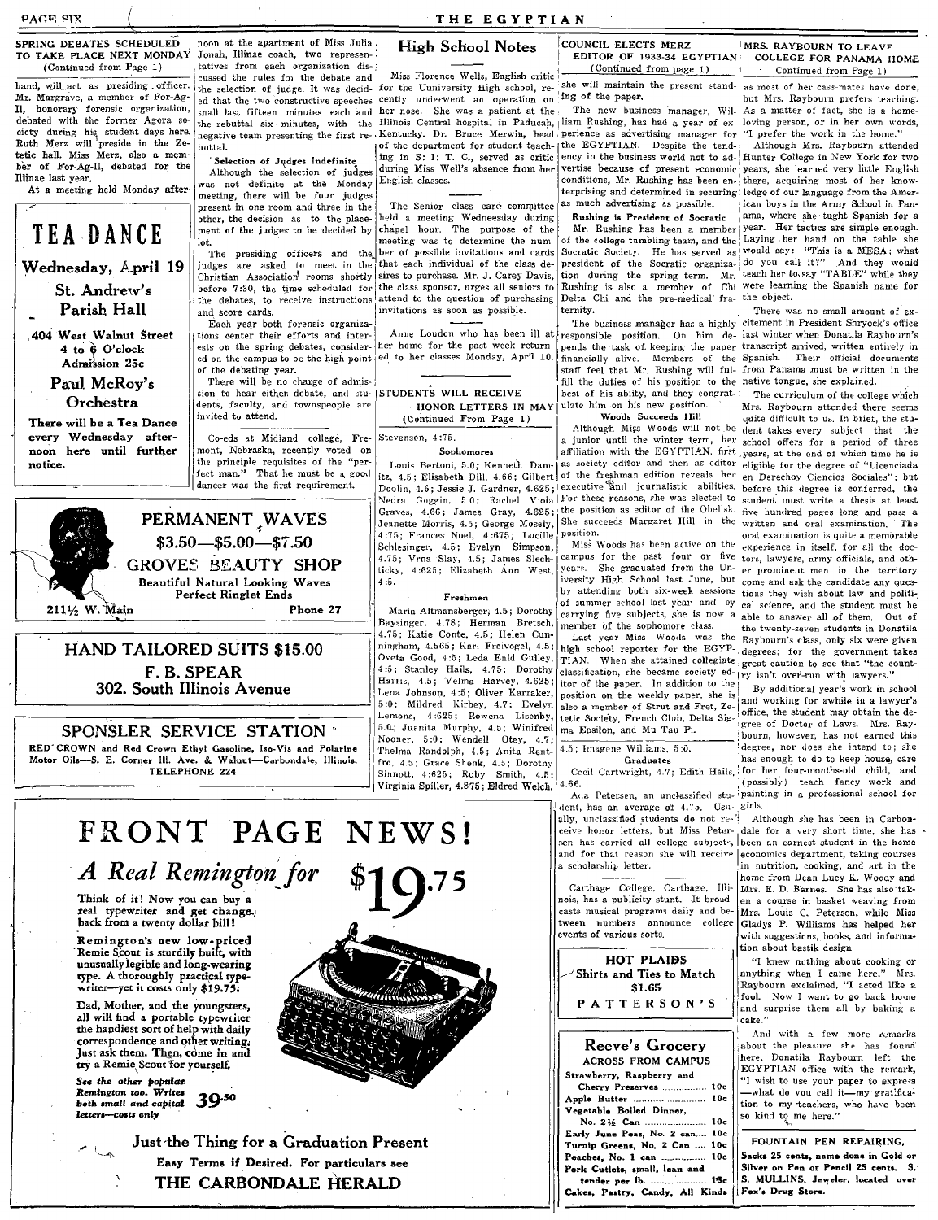## SPRING DEBATES SCHEDULED TO TAKE PLACE NEXT MONDAY

(Continued from Page 1)

band, will act as presiding officer. Mr. Margrave, a member of For-Ag-Il, honorary forensic organization, debated with the former Agora society during his student days here. Ruth Merz will preside in the Zetetic hall. Miss Merz, also a member of For-Ag-Il, debated for the Illinae last year.

At a meeting held Monday afternoon at the apartment of Miss Julia Jonah, Illinae coach, two representatives from each organization discussed the rules for the debate and the selection of judge. It was decided that the two constructive speeches shall last fifteen minutes each and the rebuttal six minutes, with the negative team presenting the first rebuttal.

**Selection of Judges Indefinite**

Although the selection of judges was not definite at the Monday meeting, there will be four judges present in one room and three in the other, the decision as to the placement of the judges to be decided by lot.

The presiding officers and the judges are asked to meet in the Christian Association rooms shortly before 7:30, the time scheduled for the debates, to receive instructions and score cards.

Each year both forensic organizations center their efforts and interests on the spring debates, considered on the campus to be the high point of the debating year.

There will be no charge of admission to hear either debate, and students, faculty, and townspeople are invited to attend.

Co-eds at Midland college, Fremont, Nebraska, recently voted on the principle requisites of the "perfect man." That he must be a good dancer was the first requirement.

---

# TEA DANCE

**Wednesday, April 19**

**St. Andrew's Parish Hall**

**404 West Walnut Street**

**4 to 6 O'clock**

**Admission 25c**

**Paul McRoy's Orchestra**

**There will be a Tea Dance every Wednesday afternoon here until further notice.**

---

**PERMANENT WAVES**

**$3.50—$5.00—$7.50**

**GROVES BEAUTY SHOP**

**Beautiful Natural Looking Waves**

**Perfect Ringlet Ends**

211½ W. Main — Phone 27

---

**HAND TAILORED SUITS $15.00**

**F. B. SPEAR**

**302. South Illinois Avenue**

---

**SPONSLER SERVICE STATION**

RED CROWN and Red Crown Ethyl Gasoline, Iso-Vis and Polarine Motor Oils—S. E. Corner Ill. Ave. & Walnut—Carbondale, Illinois. TELEPHONE 224

---

## High School Notes

Miss Florence Wells, English critic for the Uuniversity High school, recently underwent an operation on her nose. She was a patient at the Illinois Central hospital in Paducah, Kentucky. Dr. Bruce Merwin, head of the department for student teaching in S: I: T. C., served as critic during Miss Well's absence from her English classes.

The Senior class card committee held a meeting Wednesday during chapel hour. The purpose of the meeting was to determine the number of possible invitations and cards that each individual of the class desires to purchase. Mr. J. Carey Davis, the class sponsor, urges all seniors to attend to the question of purchasing invitations as soon as possible.

Anne Loudon who has been ill at her home for the past week returned to her classes Monday, April 10.

## STUDENTS WILL RECEIVE HONOR LETTERS IN MAY

(Continued From Page 1)

Stevenson, 4:75.

**Sophomores**

Louis Bertoni, 5.0; Kenneth Damitz, 4.5; Elisabeth Dill, 4.66; Gilbert Doolin, 4.6; Jessie J. Gardner, 4.625; Nedra Goggin, 5.0; Rachel Viola Graves, 4.66; James Gray, 4.625; Jeanette Morris, 4.5; George Mosely, 4:75; Frances Noel, 4:675; Lucille Schlesinger, 4.5; Evelyn Simpson, 4.75; Vrna Slay, 4.5; James Slechticky, 4:625; Elizabeth Ann West, 4:5.

**Freshmen**

Maria Altmansberger, 4.5; Dorothy Baysinger, 4.78; Herman Bretsch, 4.75; Katie Conte, 4.5; Helen Cunningham, 4.565; Karl Freivogel, 4.5; Oveta Good, 4:5; Leda Enid Gulley, 4:5; Stanley Hails, 4.75; Dorothy Harris, 4.5; Velma Harvey, 4.625; Lena Johnson, 4:5; Oliver Karraker, 5:0; Mildred Kirbey, 4.7; Evelyn Lemons, 4:625; Rowena Lisenby, 5.0; Juanita Murphy, 4.5; Winifred Nooner, 5:0; Wendell Otey, 4.7; Thelma Randolph, 4.5; Anita Rentfro, 4.5; Grace Shenk, 4.5; Dorothy Sinnott, 4:625; Ruby Smith, 4.5; Virginia Spiller, 4.875; Eldred Welch, 4.5; Imagene Williams, 5:0.

**Graduates**

Cecil Cartwright, 4:7; Edith Hails, 4.66.

Ada Petersen, an unclassified student, has an average of 4.75. Usually, unclassified students do not receive honor letters, but Miss Petersen has carried all college subjects, and for that reason she will receive a scholarship letter.

Carthage College, Carthage, Illinois, has a publicity stunt. It broadcasts musical programs daily and between numbers announce college events of various sorts.

---

## COUNCIL ELECTS MERZ EDITOR OF 1933-34 EGYPTIAN

(Continued from page 1)

she will maintain the present standing of the paper.

The new business manager, William Rushing, has had a year of experience as advertising manager for the EGYPTIAN. Despite the tendency in the business world not to advertise because of present economic conditions, Mr. Rushing has been enterprising and determined in securing as much advertising as possible.

**Rushing is President of Socratic**

Mr. Rushing has been a member of the college tumbling team, and the Socratic Society. He has served as president of the Socratic organization during the spring term. Mr. Rushing is also a member of Chi Delta Chi and the pre-medical fraternity.

The business manager has a highly responsible position. On him depends the task of keeping the paper financially alive. Members of the staff feel that Mr. Rushing will fulfill the duties of his position to the best of his ability, and they congratulate him on his new position.

**Woods Succeeds Hill**

Although Miss Woods will not be a junior until the winter term, her affiliation with the EGYPTIAN, first as society editor and then as editor of the freshman edition reveals her executive and journalistic abilities. For these reasons, she was elected to the position as editor of the Obelisk. She succeeds Margaret Hill in the position.

Miss Woods has been active on the campus for the past four or five years. She graduated from the University High School last June, but by attending both six-week sessions of summer school last year and by carrying five subjects, she is now a member of the sophomore class.

Last year Miss Woods was the high school reporter for the EGYPTIAN. When she attained collegiate classification, she became society editor of the paper. In addition to the position on the weekly paper, she is also a member of Strut and Fret, Zetetic Society, French Club, Delta Sigma Epsilon, and Mu Tau Pi.

---

**HOT PLAIDS**

**Shirts and Ties to Match**

**$1.65**

**PATTERSON'S**

---

**Reeve's Grocery**

**ACROSS FROM CAMPUS**

| | |
|---|---|
| Strawberry, Raspberry and Cherry Preserves | 10c |
| Apple Butter | 10c |
| Vegetable Boiled Dinner, No. 2½ Can | 10c |
| Early June Peas, No. 2 can | 10c |
| Turnip Greens, No. 2 Can | 10c |
| Peaches, No. 1 can | 10c |
| Pork Cutlets, small, lean and tender per lb. | 15c |

**Cakes, Pastry, Candy, All Kinds**

---

## MRS. RAYBOURN TO LEAVE COLLEGE FOR PANAMA HOME

(Continued from Page 1)

as most of her cass-mates have done, but Mrs. Raybourn prefers teaching. As a matter of fact, she is a home-loving person, or in her own words, "I prefer the work in the home."

Although Mrs. Raybourn attended Hunter College in New York for two years, she learned very little English there, acquiring most of her knowledge of our language from the American boys in the Army School in Panama, where she taught Spanish for a year. Her tactics are simple enough. Laying her hand on the table she would say: "This is a MESA; what do you call it?" And they would teach her to say "TABLE" while they were learning the Spanish name for the object.

There was no small amount of excitement in President Shryock's office last winter when Donatila Raybourn's transcript arrived, written entirely in Spanish. Their official documents from Panama must be written in the native tongue, she explained.

The curriculum of the college which Mrs. Raybourn attended there seems quite difficult to us. In brief, the student takes every subject that the school offers for a period of three years, at the end of which time he is eligible for the degree of "Licenciada en Derechoy Ciencios Sociales"; but before this degree is conferred, the student must write a thesis at least five hundred pages long and pass a written and oral examination. The oral examination is quite a memorable experience in itself, for all the doctors, lawyers, army officials, and other prominent men in the territory come and ask the candidate any questions they wish about law and political science, and the student must be able to answer all of them. Out of the twenty-seven students in Donatila Raybourn's class, only six were given degrees; for the government takes great caution to see that "the country isn't over-run with lawyers."

By additional year's work in school and working for awhile in a lawyer's office, the student may obtain the degree of Doctor of Laws. Mrs. Raybourn, however, has not earned this degree, nor does she intend to; she has enough to do to keep house, care for her four-months-old child, and (possibly) teach fancy work and painting in a professional school for girls.

Although she has been in Carbondale for a very short time, she has been an earnest student in the home economics department, taking courses in nutrition, cooking, and art in the home from Dean Lucy K. Woody and Mrs. E. D. Barnes. She has also taken a course in basket weaving from Mrs. Louis C. Petersen, while Miss Gladys P. Williams has helped her with suggestions, books, and information about bastik design.

"I knew nothing about cooking or anything when I came here," Mrs. Raybourn exclaimed, "I acted like a fool. Now I want to go back home and surprise them all by baking a cake."

And with a few more remarks about the pleasure she has found here, Donatila Raybourn left the EGYPTIAN office with the remark, "I wish to use your paper to express —what do you call it—my gratification to my teachers, who have been so kind to me here."

---

**FOUNTAIN PEN REPAIRING,**

**Sacks 25 cents, name done in Gold or Silver on Pen or Pencil 25 cents. S. MULLINS, Jeweler, located over Fox's Drug Store.**

---

# FRONT PAGE NEWS!

## *A Real Remington for* $19.75

Think of it! Now you can buy a real typewriter and get change back from a twenty dollar bill!

Remington's new low-priced Remie Scout is sturdily built, with unusually legible and long-wearing type. A thoroughly practical typewriter—yet it costs only $19.75.

Dad, Mother, and the youngsters, all will find a portable typewriter the handiest sort of help with daily correspondence and other writing. Just ask them. Then, come in and try a Remie Scout for yourself.

*See the other popular Remington too. Writes both small and capital letters—costs only* **39.50**

**Just the Thing for a Graduation Present**

**Easy Terms if Desired. For particulars see**

**THE CARBONDALE HERALD**